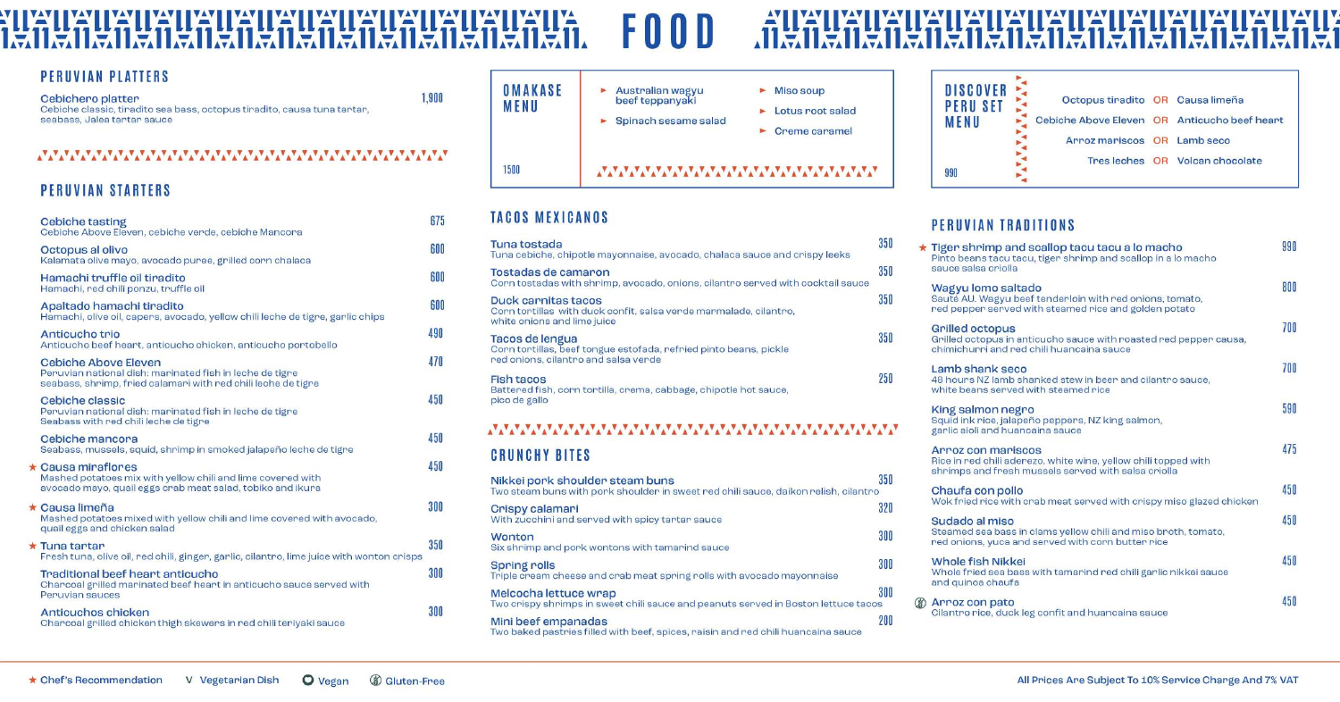# FOOD

## PERUVIAN PLATTERS

**Cebichero platter** — 1,900
Cebiche classic, tiradito sea bass, octopus tiradito, causa tuna tartar, seabass, Jalea tartar sauce

## PERUVIAN STARTERS

**Cebiche tasting** — 675
Cebiche Above Eleven, cebiche verde, cebiche Mancora

**Octopus al olivo** — 600
Kalamata olive mayo, avocado puree, grilled corn chalaca

**Hamachi truffle oil tiradito** — 600
Hamachi, red chili ponzu, truffle oil

**Apaltado hamachi tiradito** — 600
Hamachi, olive oil, capers, avocado, yellow chili leche de tigre, garlic chips

**Anticucho trio** — 490
Anticucho beef heart, anticucho chicken, anticucho portobello

**Cebiche Above Eleven** — 470
Peruvian national dish: marinated fish in leche de tigre
seabass, shrimp, fried calamari with red chili leche de tigre

**Cebiche classic** — 450
Peruvian national dish: marinated fish in leche de tigre
Seabass with red chili leche de tigre

**Cebiche mancora** — 450
Seabass, mussels, squid, shrimp in smoked jalapeño leche de tigre

★ **Causa miraflores** — 450
Mashed potatoes mix with yellow chili and lime covered with avocado mayo, quail eggs crab meat salad, tobiko and ikura

★ **Causa limeña** — 300
Mashed potatoes mixed with yellow chili and lime covered with avocado, quail eggs and chicken salad

★ **Tuna tartar** — 350
Fresh tuna, olive oil, red chili, ginger, garlic, cilantro, lime juice with wonton crisps

**Traditional beef heart anticucho** — 300
Charcoal grilled marinated beef heart in anticucho sauce served with Peruvian sauces

**Anticuchos chicken** — 300
Charcoal grilled chicken thigh skewers in red chili teriyaki sauce

## OMAKASE MENU

1500

- Australian wagyu beef teppanyaki
- Spinach sesame salad
- Miso soup
- Lotus root salad
- Creme caramel

## TACOS MEXICANOS

**Tuna tostada** — 350
Tuna cebiche, chipotle mayonnaise, avocado, chalaca sauce and crispy leeks

**Tostadas de camaron** — 350
Corn tostadas with shrimp, avocado, onions, cilantro served with cocktail sauce

**Duck carnitas tacos** — 350
Corn tortillas with duck confit, salsa verde marmalade, cilantro, white onions and lime juice

**Tacos de lengua** — 350
Corn tortillas, beef tongue estofada, refried pinto beans, pickle red onions, cilantro and salsa verde

**Fish tacos** — 250
Battered fish, corn tortilla, crema, cabbage, chipotle hot sauce, pico de gallo

## CRUNCHY BITES

**Nikkei pork shoulder steam buns** — 350
Two steam buns with pork shoulder in sweet red chili sauce, daikon relish, cilantro

**Crispy calamari** — 320
With zucchini and served with spicy tartar sauce

**Wonton** — 300
Six shrimp and pork wontons with tamarind sauce

**Spring rolls** — 300
Triple cream cheese and crab meat spring rolls with avocado mayonnaise

**Melcocha lettuce wrap** — 300
Two crispy shrimps in sweet chili sauce and peanuts served in Boston lettuce tacos

**Mini beef empanadas** — 200
Two baked pastries filled with beef, spices, raisin and red chili huancaina sauce

## DISCOVER PERU SET MENU

990

- Octopus tiradito OR Causa limeña
- Cebiche Above Eleven OR Anticucho beef heart
- Arroz mariscos OR Lamb seco
- Tres leches OR Volcan chocolate

## PERUVIAN TRADITIONS

★ **Tiger shrimp and scallop tacu tacu a lo macho** — 990
Pinto beans tacu tacu, tiger shrimp and scallop in a lo macho sauce salsa criolla

**Wagyu lomo saltado** — 800
Sauté AU. Wagyu beef tenderloin with red onions, tomato, red pepper served with steamed rice and golden potato

**Grilled octopus** — 700
Grilled octopus in anticucho sauce with roasted red pepper causa, chimichurri and red chili huancaina sauce

**Lamb shank seco** — 700
48 hours NZ lamb shanked stew in beer and cilantro sauce, white beans served with steamed rice

**King salmon negro** — 590
Squid ink rice, jalapeño peppers, NZ king salmon, garlic aioli and huancaina sauce

**Arroz con mariscos** — 475
Rice in red chili aderezo, white wine, yellow chili topped with shrimps and fresh mussels served with salsa criolla

**Chaufa con pollo** — 450
Wok fried rice with crab meat served with crispy miso glazed chicken

**Sudado al miso** — 450
Steamed sea bass in clams yellow chili and miso broth, tomato, red onions, yuca and served with corn butter rice

**Whole fish Nikkei** — 450
Whole fried sea bass with tamarind red chili garlic nikkei sauce and quinoa chaufa

(Gluten-Free) **Arroz con pato** — 450
Cilantro rice, duck leg confit and huancaina sauce

★ Chef's Recommendation   V Vegetarian Dish   Vegan   Gluten-Free

All Prices Are Subject To 10% Service Charge And 7% VAT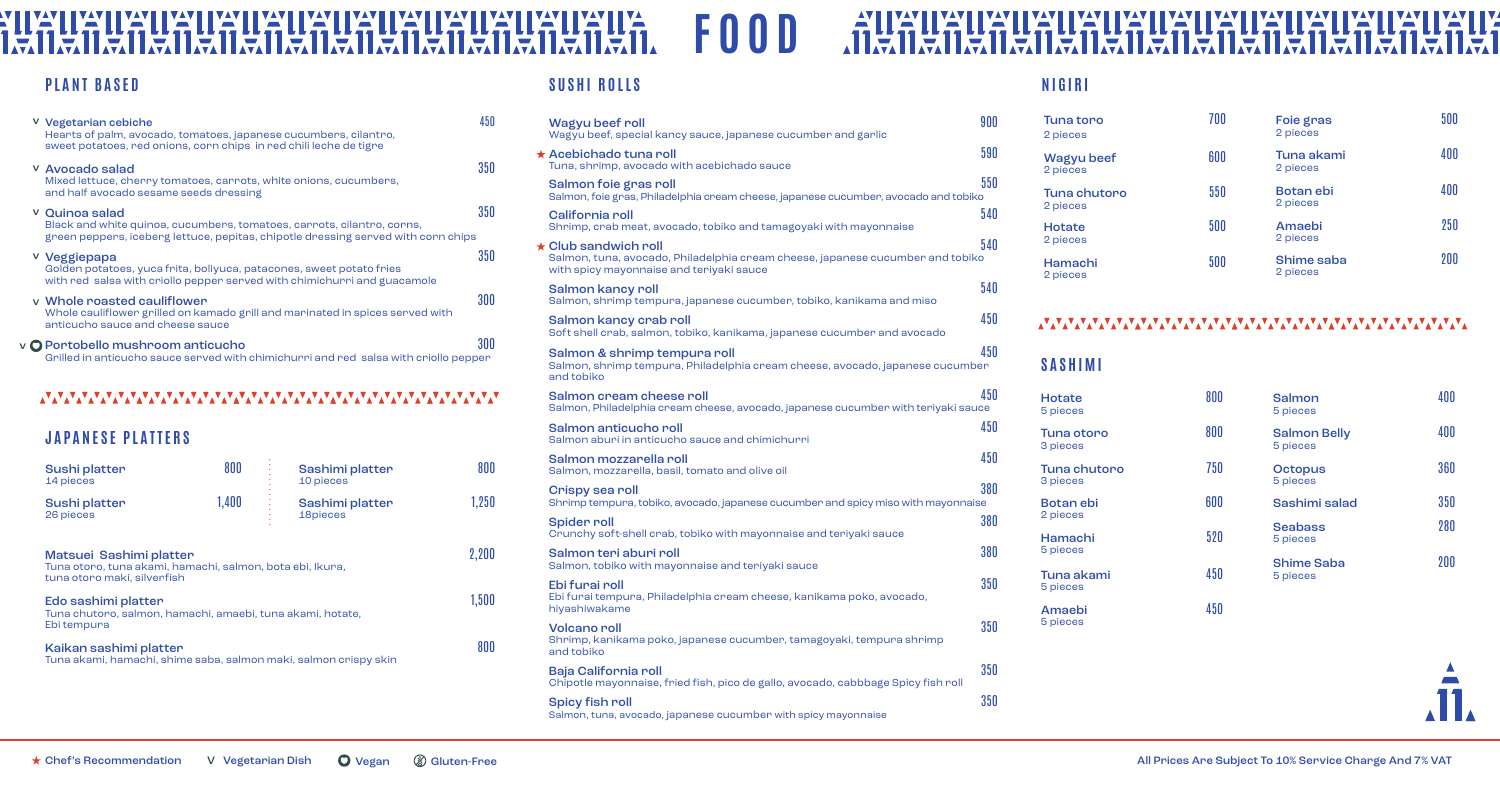# FOOD

## PLANT BASED

**V Vegetarian cebiche** — 450
Hearts of palm, avocado, tomatoes, japanese cucumbers, cilantro, sweet potatoes, red onions, corn chips in red chili leche de tigre

**V Avocado salad** — 350
Mixed lettuce, cherry tomatoes, carrots, white onions, cucumbers, and half avocado sesame seeds dressing

**V Quinoa salad** — 350
Black and white quinoa, cucumbers, tomatoes, carrots, cilantro, corns, green peppers, iceberg lettuce, pepitas, chipotle dressing served with corn chips

**V Veggiepapa** — 350
Golden potatoes, yuca frita, boliyuca, patacones, sweet potato fries with red salsa with criollo pepper served with chimichurri and guacamole

**V Whole roasted cauliflower** — 300
Whole cauliflower grilled on kamado grill and marinated in spices served with anticucho sauce and cheese sauce

**V (Vegan) Portobello mushroom anticucho** — 300
Grilled in anticucho sauce served with chimichurri and red salsa with criollo pepper

## JAPANESE PLATTERS

| Item | Price | Item | Price |
|---|---|---|---|
| Sushi platter (14 pieces) | 800 | Sashimi platter (10 pieces) | 800 |
| Sushi platter (26 pieces) | 1,400 | Sashimi platter (18pieces) | 1,250 |

**Matsuei Sashimi platter** — 2,200
Tuna otoro, tuna akami, hamachi, salmon, bota ebi, Ikura, tuna otoro maki, silverfish

**Edo sashimi platter** — 1,500
Tuna chutoro, salmon, hamachi, amaebi, tuna akami, hotate, Ebi tempura

**Kaikan sashimi platter** — 800
Tuna akami, hamachi, shime saba, salmon maki, salmon crispy skin

## SUSHI ROLLS

**Wagyu beef roll** — 900
Wagyu beef, special kancy sauce, japanese cucumber and garlic

**★ Acebichado tuna roll** — 590
Tuna, shrimp, avocado with acebichado sauce

**Salmon foie gras roll** — 550
Salmon, foie gras, Philadelphia cream cheese, japanese cucumber, avocado and tobiko

**California roll** — 540
Shrimp, crab meat, avocado, tobiko and tamagoyaki with mayonnaise

**★ Club sandwich roll** — 540
Salmon, tuna, avocado, Philadelphia cream cheese, japanese cucumber and tobiko with spicy mayonnaise and teriyaki sauce

**Salmon kancy roll** — 540
Salmon, shrimp tempura, japanese cucumber, tobiko, kanikama and miso

**Salmon kancy crab roll** — 450
Soft shell crab, salmon, tobiko, kanikama, japanese cucumber and avocado

**Salmon & shrimp tempura roll** — 450
Salmon, shrimp tempura, Philadelphia cream cheese, avocado, japanese cucumber and tobiko

**Salmon cream cheese roll** — 450
Salmon, Philadelphia cream cheese, avocado, japanese cucumber with teriyaki sauce

**Salmon anticucho roll** — 450
Salmon aburi in anticucho sauce and chimichurri

**Salmon mozzarella roll** — 450
Salmon, mozzarella, basil, tomato and olive oil

**Crispy sea roll** — 380
Shrimp tempura, tobiko, avocado, japanese cucumber and spicy miso with mayonnaise

**Spider roll** — 380
Crunchy soft-shell crab, tobiko with mayonnaise and teriyaki sauce

**Salmon teri aburi roll** — 380
Salmon, tobiko with mayonnaise and teriyaki sauce

**Ebi furai roll** — 350
Ebi furai tempura, Philadelphia cream cheese, kanikama poko, avocado, hiyashiwakame

**Volcano roll** — 350
Shrimp, kanikama poko, japanese cucumber, tamagoyaki, tempura shrimp and tobiko

**Baja California roll** — 350
Chipotle mayonnaise, fried fish, pico de gallo, avocado, cabbbage Spicy fish roll

**Spicy fish roll** — 350
Salmon, tuna, avocado, japanese cucumber with spicy mayonnaise

## NIGIRI

| Item | Price | Item | Price |
|---|---|---|---|
| Tuna toro (2 pieces) | 700 | Foie gras (2 pieces) | 500 |
| Wagyu beef (2 pieces) | 600 | Tuna akami (2 pieces) | 400 |
| Tuna chutoro (2 pieces) | 550 | Botan ebi (2 pieces) | 400 |
| Hotate (2 pieces) | 500 | Amaebi (2 pieces) | 250 |
| Hamachi (2 pieces) | 500 | Shime saba (2 pieces) | 200 |

## SASHIMI

| Item | Price | Item | Price |
|---|---|---|---|
| Hotate (5 pieces) | 800 | Salmon (5 pieces) | 400 |
| Tuna otoro (3 pieces) | 800 | Salmon Belly (5 pieces) | 400 |
| Tuna chutoro (3 pieces) | 750 | Octopus (5 pieces) | 360 |
| Botan ebi (2 pieces) | 600 | Sashimi salad | 350 |
| Hamachi (5 pieces) | 520 | Seabass (5 pieces) | 280 |
| Tuna akami (5 pieces) | 450 | Shime Saba (5 pieces) | 200 |
| Amaebi (5 pieces) | 450 | | |

★ Chef's Recommendation V Vegetarian Dish Vegan Gluten-Free

All Prices Are Subject To 10% Service Charge And 7% VAT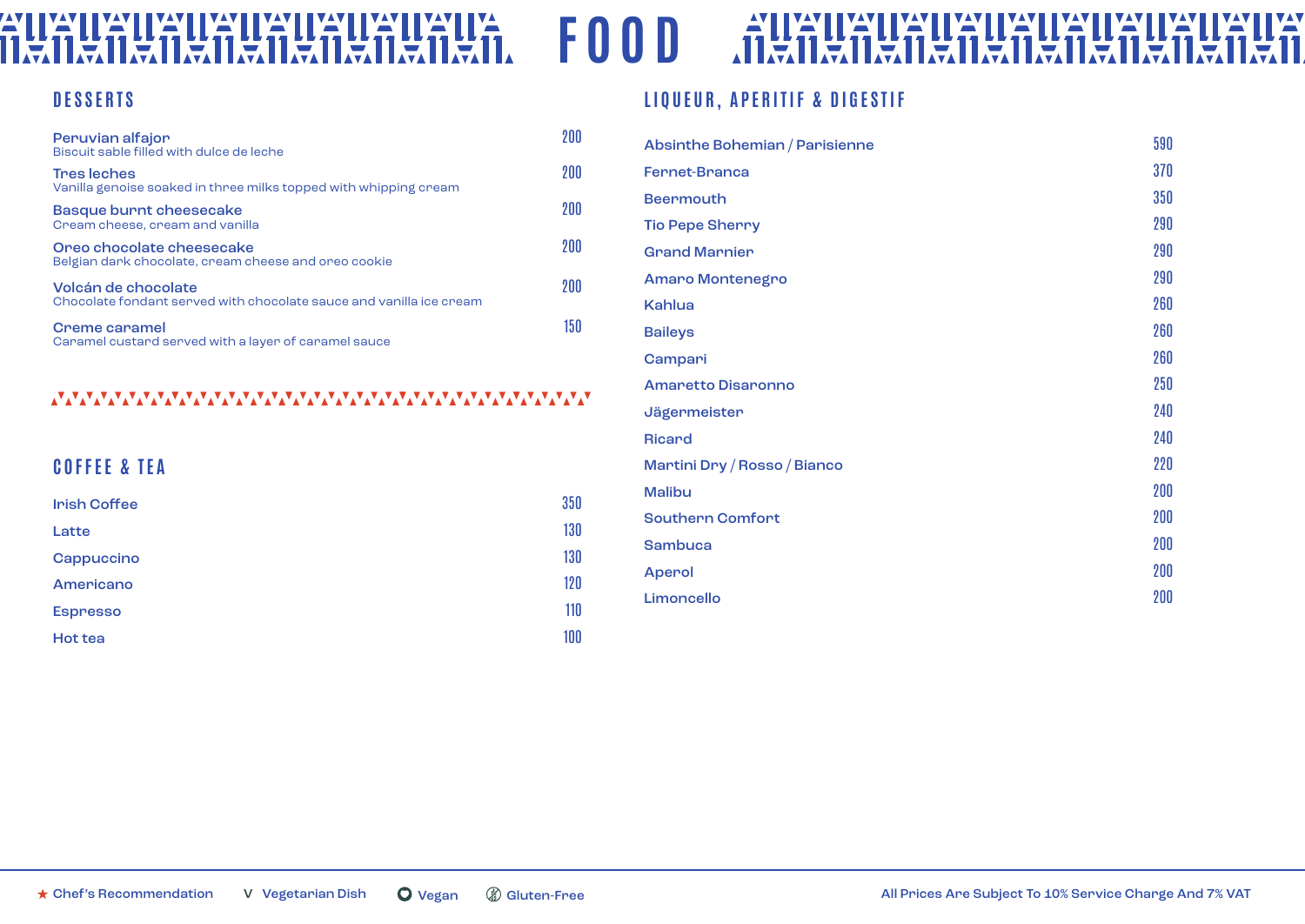# FOOD

## DESSERTS

**Peruvian alfajor** — 200
Biscuit sable filled with dulce de leche

**Tres leches** — 200
Vanilla genoise soaked in three milks topped with whipping cream

**Basque burnt cheesecake** — 200
Cream cheese, cream and vanilla

**Oreo chocolate cheesecake** — 200
Belgian dark chocolate, cream cheese and oreo cookie

**Volcán de chocolate** — 200
Chocolate fondant served with chocolate sauce and vanilla ice cream

**Creme caramel** — 150
Caramel custard served with a layer of caramel sauce

## COFFEE & TEA

| Item | Price |
|---|---|
| Irish Coffee | 350 |
| Latte | 130 |
| Cappuccino | 130 |
| Americano | 120 |
| Espresso | 110 |
| Hot tea | 100 |

## LIQUEUR, APERITIF & DIGESTIF

| Item | Price |
|---|---|
| Absinthe Bohemian / Parisienne | 590 |
| Fernet-Branca | 370 |
| Beermouth | 350 |
| Tio Pepe Sherry | 290 |
| Grand Marnier | 290 |
| Amaro Montenegro | 290 |
| Kahlua | 260 |
| Baileys | 260 |
| Campari | 260 |
| Amaretto Disaronno | 250 |
| Jägermeister | 240 |
| Ricard | 240 |
| Martini Dry / Rosso / Bianco | 220 |
| Malibu | 200 |
| Southern Comfort | 200 |
| Sambuca | 200 |
| Aperol | 200 |
| Limoncello | 200 |

★ Chef's Recommendation  V Vegetarian Dish  Vegan  Gluten-Free

All Prices Are Subject To 10% Service Charge And 7% VAT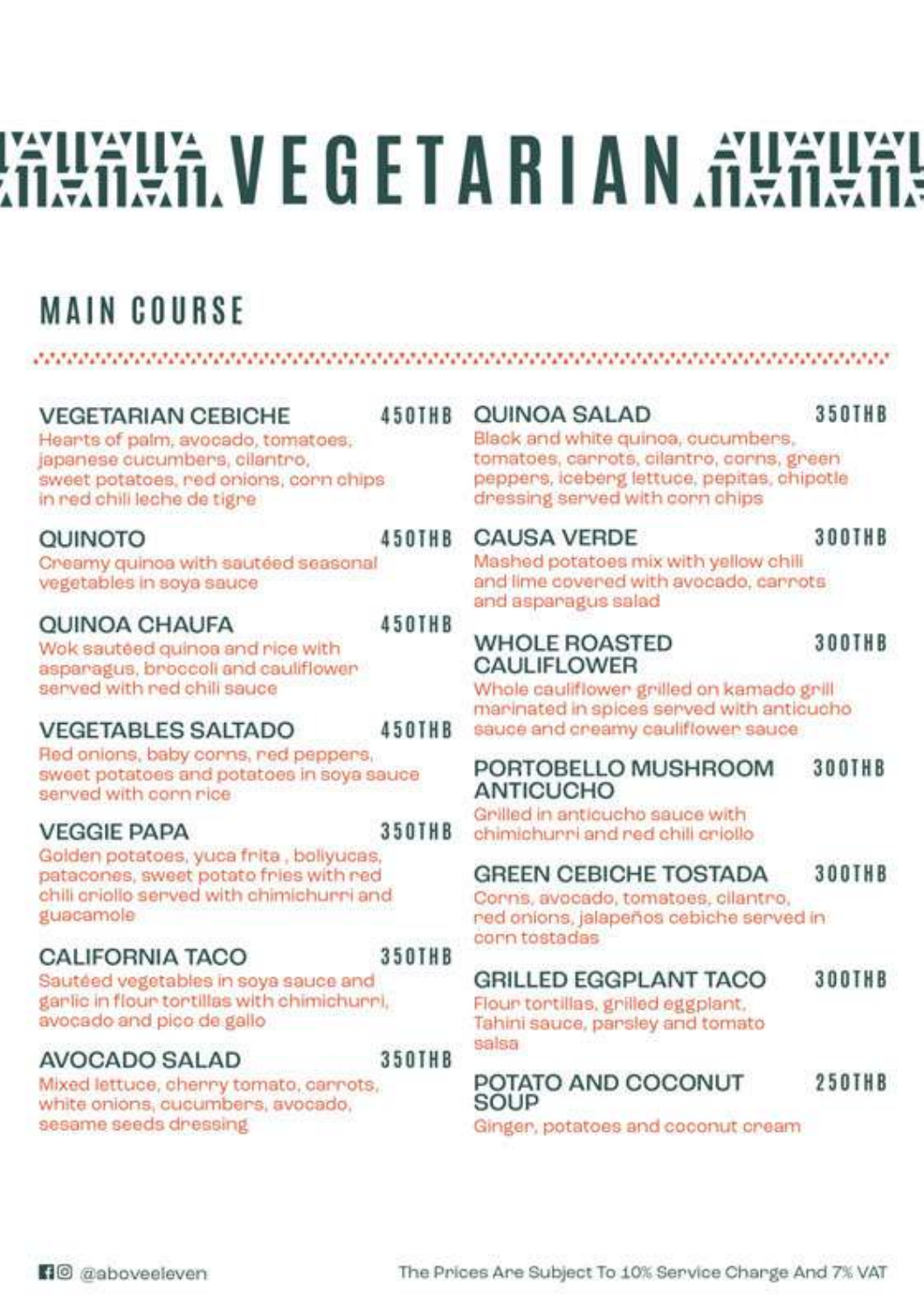# VEGETARIAN

## MAIN COURSE

### VEGETARIAN CEBICHE — 450THB
Hearts of palm, avocado, tomatoes, japanese cucumbers, cilantro, sweet potatoes, red onions, corn chips in red chili leche de tigre

### QUINOTO — 450THB
Creamy quinoa with sautéed seasonal vegetables in soya sauce

### QUINOA CHAUFA — 450THB
Wok sautéed quinoa and rice with asparagus, broccoli and cauliflower served with red chili sauce

### VEGETABLES SALTADO — 450THB
Red onions, baby corns, red peppers, sweet potatoes and potatoes in soya sauce served with corn rice

### VEGGIE PAPA — 350THB
Golden potatoes, yuca frita , boliyucas, patacones, sweet potato fries with red chili criollo served with chimichurri and guacamole

### CALIFORNIA TACO — 350THB
Sautéed vegetables in soya sauce and garlic in flour tortillas with chimichurri, avocado and pico de gallo

### AVOCADO SALAD — 350THB
Mixed lettuce, cherry tomato, carrots, white onions, cucumbers, avocado, sesame seeds dressing

### QUINOA SALAD — 350THB
Black and white quinoa, cucumbers, tomatoes, carrots, cilantro, corns, green peppers, iceberg lettuce, pepitas, chipotle dressing served with corn chips

### CAUSA VERDE — 300THB
Mashed potatoes mix with yellow chili and lime covered with avocado, carrots and asparagus salad

### WHOLE ROASTED CAULIFLOWER — 300THB
Whole cauliflower grilled on kamado grill marinated in spices served with anticucho sauce and creamy cauliflower sauce

### PORTOBELLO MUSHROOM ANTICUCHO — 300THB
Grilled in anticucho sauce with chimichurri and red chili criollo

### GREEN CEBICHE TOSTADA — 300THB
Corns, avocado, tomatoes, cilantro, red onions, jalapeños cebiche served in corn tostadas

### GRILLED EGGPLANT TACO — 300THB
Flour tortillas, grilled eggplant, Tahini sauce, parsley and tomato salsa

### POTATO AND COCONUT SOUP — 250THB
Ginger, potatoes and coconut cream

@aboveeleven

The Prices Are Subject To 10% Service Charge And 7% VAT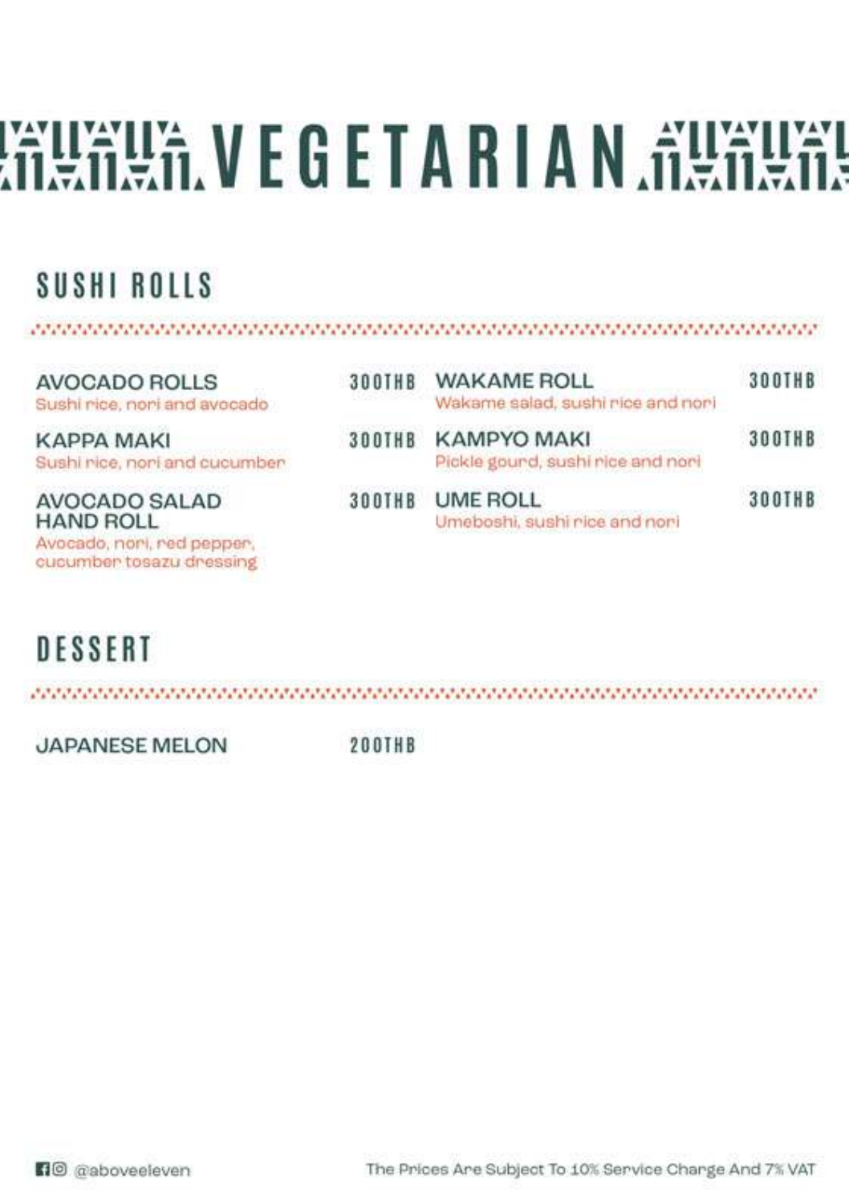# VEGETARIAN

## SUSHI ROLLS

**AVOCADO ROLLS** — 300THB
Sushi rice, nori and avocado

**KAPPA MAKI** — 300THB
Sushi rice, nori and cucumber

**AVOCADO SALAD HAND ROLL** — 300THB
Avocado, nori, red pepper, cucumber tosazu dressing

**WAKAME ROLL** — 300THB
Wakame salad, sushi rice and nori

**KAMPYO MAKI** — 300THB
Pickle gourd, sushi rice and nori

**UME ROLL** — 300THB
Umeboshi, sushi rice and nori

## DESSERT

**JAPANESE MELON** — 200THB

@aboveeleven

The Prices Are Subject To 10% Service Charge And 7% VAT